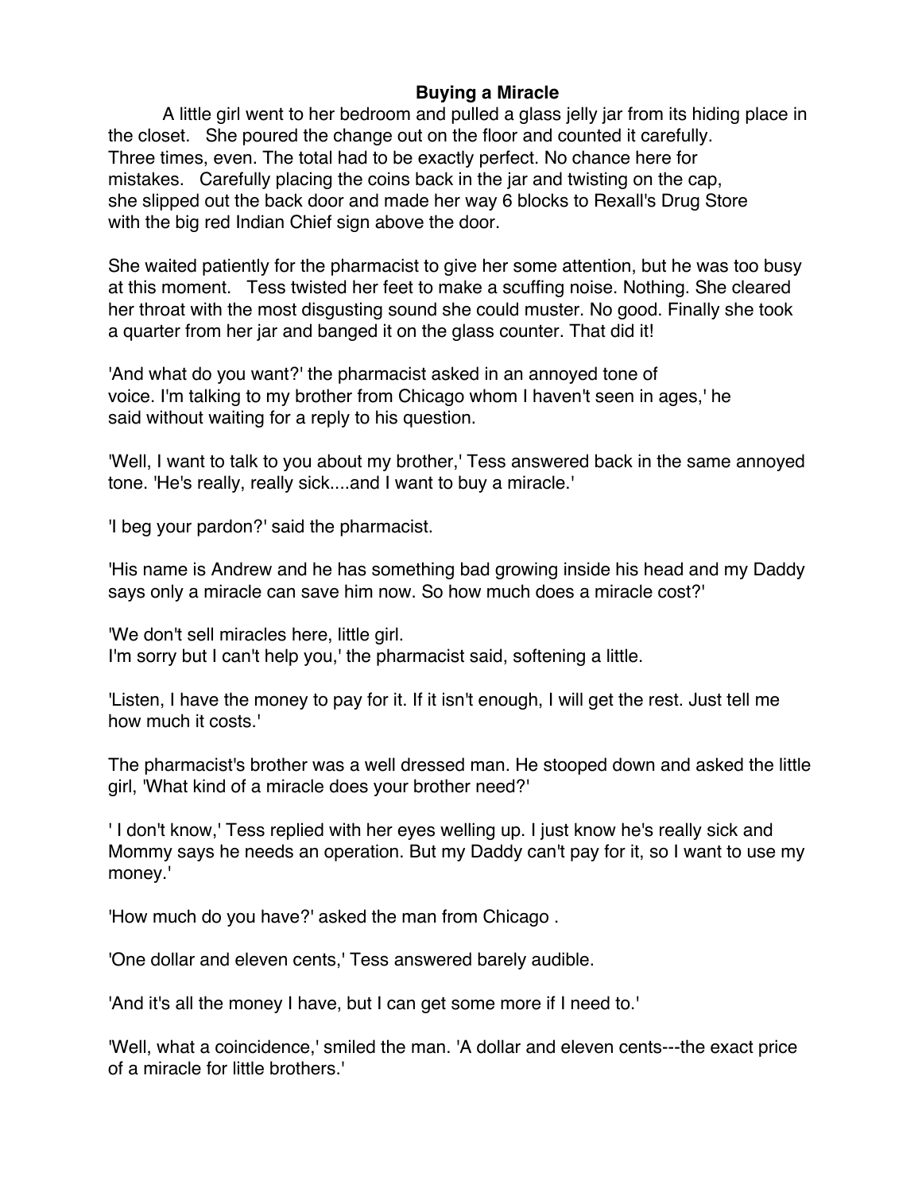# Buying a Miracle

A little girl went to her bedroom and pulled a glass jelly jar from its hiding place in the closet. She poured the change out on the floor and counted it carefully. Three times, even. The total had to be exactly perfect. No chance here for mistakes. Carefully placing the coins back in the jar and twisting on the cap, she slipped out the back door and made her way 6 blocks to Rexall's Drug Store with the big red Indian Chief sign above the door.

She waited patiently for the pharmacist to give her some attention, but he was too busy at this moment. Tess twisted her feet to make a scuffing noise. Nothing. She cleared her throat with the most disgusting sound she could muster. No good. Finally she took a quarter from her jar and banged it on the glass counter. That did it!

'And what do you want?' the pharmacist asked in an annoyed tone of voice. I'm talking to my brother from Chicago whom I haven't seen in ages,' he said without waiting for a reply to his question.

'Well, I want to talk to you about my brother,' Tess answered back in the same annoyed tone. 'He's really, really sick....and I want to buy a miracle.'

'I beg your pardon?' said the pharmacist.

'His name is Andrew and he has something bad growing inside his head and my Daddy says only a miracle can save him now. So how much does a miracle cost?'

'We don't sell miracles here, little girl.
I'm sorry but I can't help you,' the pharmacist said, softening a little.

'Listen, I have the money to pay for it. If it isn't enough, I will get the rest. Just tell me how much it costs.'

The pharmacist's brother was a well dressed man. He stooped down and asked the little girl, 'What kind of a miracle does your brother need?'

' I don't know,' Tess replied with her eyes welling up. I just know he's really sick and Mommy says he needs an operation. But my Daddy can't pay for it, so I want to use my money.'

'How much do you have?' asked the man from Chicago .

'One dollar and eleven cents,' Tess answered barely audible.

'And it's all the money I have, but I can get some more if I need to.'

'Well, what a coincidence,' smiled the man. 'A dollar and eleven cents---the exact price of a miracle for little brothers.'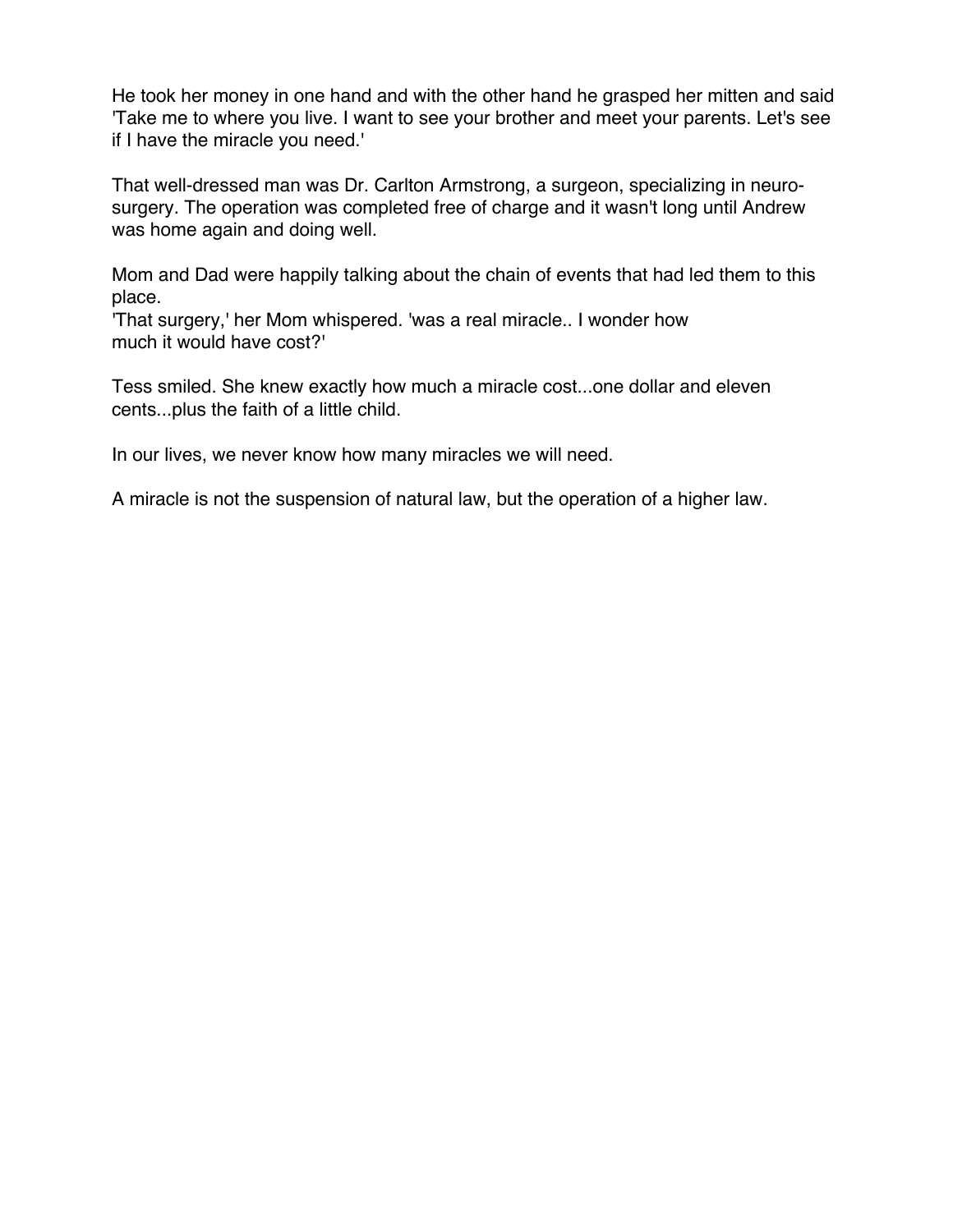He took her money in one hand and with the other hand he grasped her mitten and said 'Take me to where you live. I want to see your brother and meet your parents. Let's see if I have the miracle you need.'

That well-dressed man was Dr. Carlton Armstrong, a surgeon, specializing in neuro-surgery. The operation was completed free of charge and it wasn't long until Andrew was home again and doing well.

Mom and Dad were happily talking about the chain of events that had led them to this place.
'That surgery,' her Mom whispered. 'was a real miracle.. I wonder how much it would have cost?'

Tess smiled. She knew exactly how much a miracle cost...one dollar and eleven cents...plus the faith of a little child.

In our lives, we never know how many miracles we will need.

A miracle is not the suspension of natural law, but the operation of a higher law.